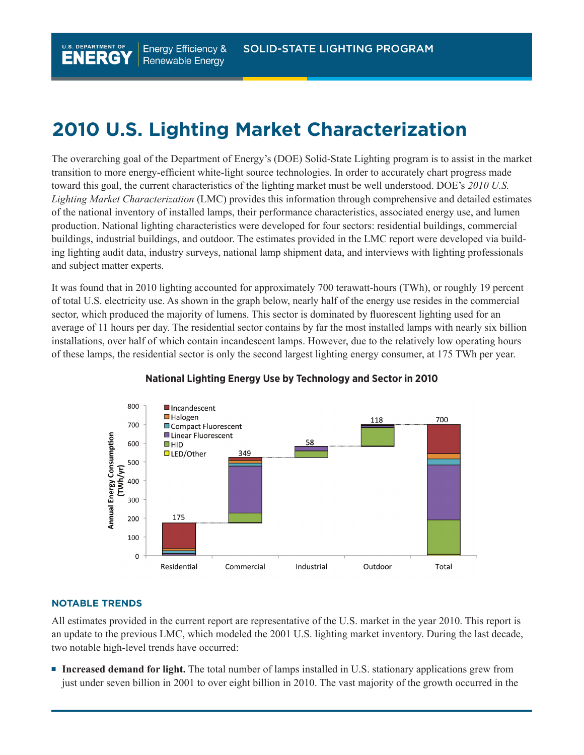# 2010 U.S. Lighting Market Characterization

The overarching goal of the Department of Energy's (DOE) Solid-State Lighting program is to assist in the market transition to more energy-efficient white-light source technologies. In order to accurately chart progress made toward this goal, the current characteristics of the lighting market must be well understood. DOE's *2010 U.S. Lighting Market Characterization* (LMC) provides this information through comprehensive and detailed estimates of the national inventory of installed lamps, their performance characteristics, associated energy use, and lumen production. National lighting characteristics were developed for four sectors: residential buildings, commercial buildings, industrial buildings, and outdoor. The estimates provided in the LMC report were developed via building lighting audit data, industry surveys, national lamp shipment data, and interviews with lighting professionals and subject matter experts.

It was found that in 2010 lighting accounted for approximately 700 terawatt-hours (TWh), or roughly 19 percent of total U.S. electricity use. As shown in the graph below, nearly half of the energy use resides in the commercial sector, which produced the majority of lumens. This sector is dominated by fluorescent lighting used for an average of 11 hours per day. The residential sector contains by far the most installed lamps with nearly six billion installations, over half of which contain incandescent lamps. However, due to the relatively low operating hours of these lamps, the residential sector is only the second largest lighting energy consumer, at 175 TWh per year.

**National Lighting Energy Use by Technology and Sector in 2010**

| Sector | Annual Energy Consumption (TWh/yr) |
|---|---|
| Residential | 175 |
| Commercial | 349 |
| Industrial | 58 |
| Outdoor | 118 |
| Total | 700 |

Legend: Incandescent, Halogen, Compact Fluorescent, Linear Fluorescent, HID, LED/Other

### NOTABLE TRENDS

All estimates provided in the current report are representative of the U.S. market in the year 2010. This report is an update to the previous LMC, which modeled the 2001 U.S. lighting market inventory. During the last decade, two notable high-level trends have occurred:

- **Increased demand for light.** The total number of lamps installed in U.S. stationary applications grew from just under seven billion in 2001 to over eight billion in 2010. The vast majority of the growth occurred in the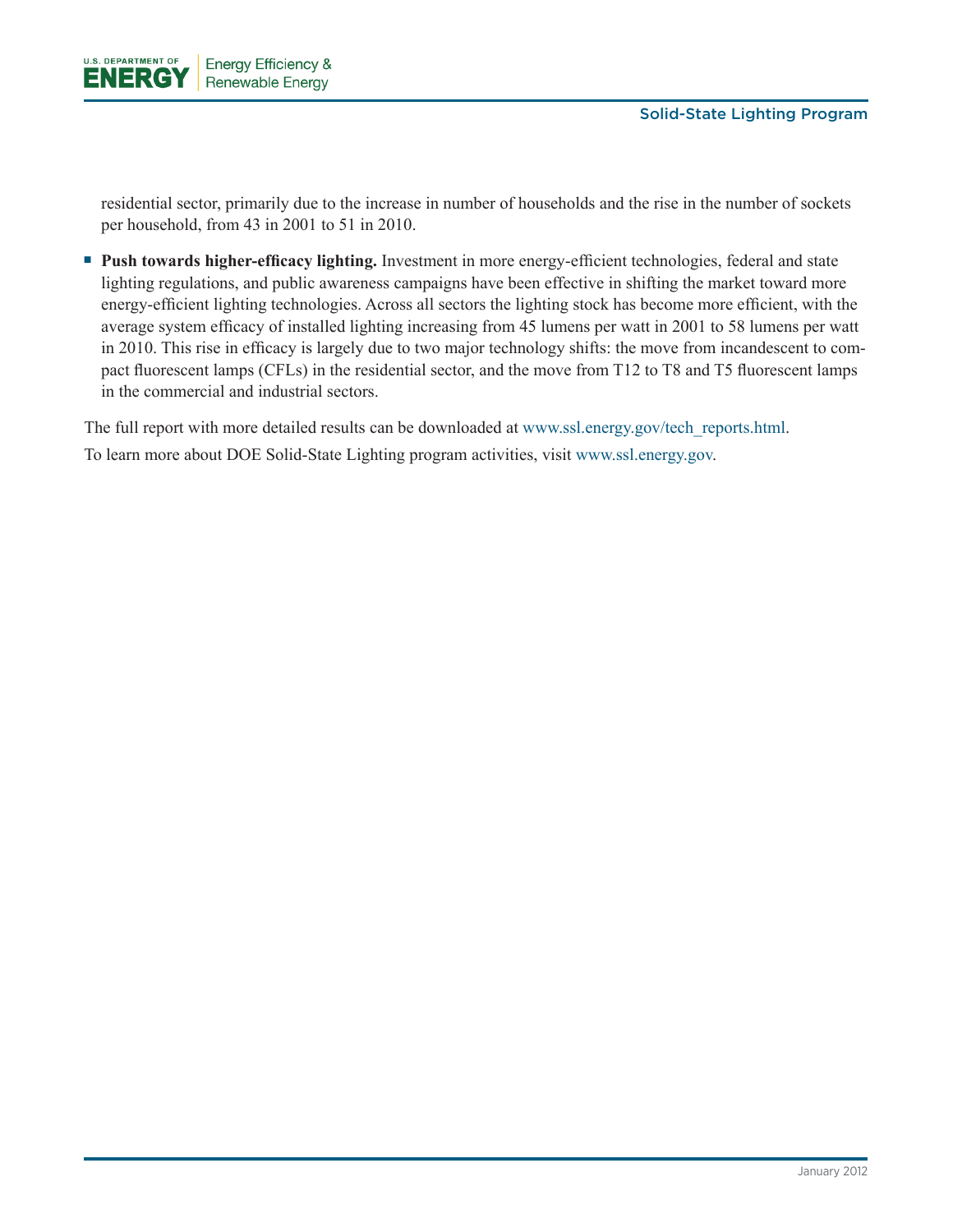residential sector, primarily due to the increase in number of households and the rise in the number of sockets per household, from 43 in 2001 to 51 in 2010.

- **Push towards higher-efficacy lighting.** Investment in more energy-efficient technologies, federal and state lighting regulations, and public awareness campaigns have been effective in shifting the market toward more energy-efficient lighting technologies. Across all sectors the lighting stock has become more efficient, with the average system efficacy of installed lighting increasing from 45 lumens per watt in 2001 to 58 lumens per watt in 2010. This rise in efficacy is largely due to two major technology shifts: the move from incandescent to compact fluorescent lamps (CFLs) in the residential sector, and the move from T12 to T8 and T5 fluorescent lamps in the commercial and industrial sectors.

The full report with more detailed results can be downloaded at www.ssl.energy.gov/tech_reports.html.

To learn more about DOE Solid-State Lighting program activities, visit www.ssl.energy.gov.